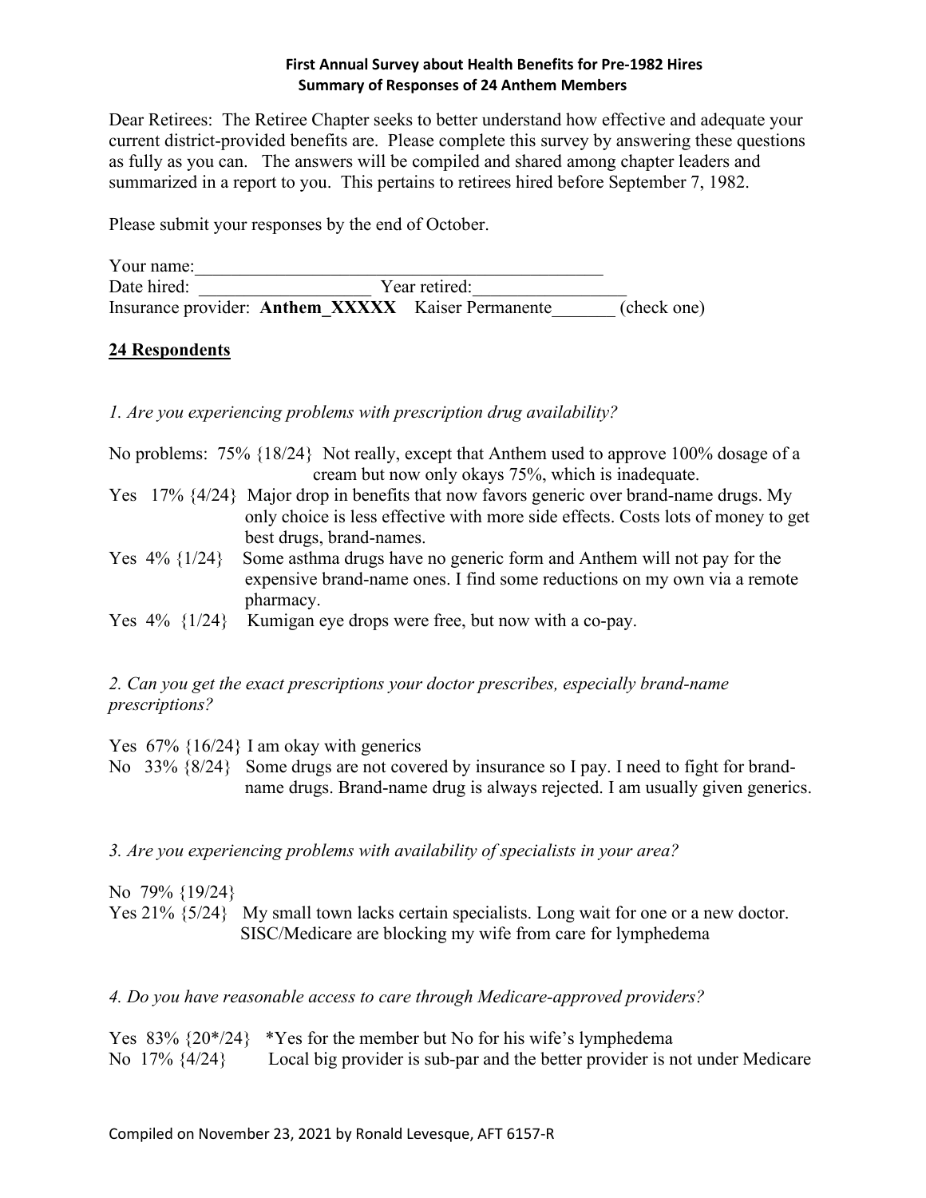**First Annual Survey about Health Benefits for Pre-1982 Hires**
**Summary of Responses of 24 Anthem Members**

Dear Retirees: The Retiree Chapter seeks to better understand how effective and adequate your current district-provided benefits are. Please complete this survey by answering these questions as fully as you can. The answers will be compiled and shared among chapter leaders and summarized in a report to you. This pertains to retirees hired before September 7, 1982.

Please submit your responses by the end of October.

Your name:______________________________________________
Date hired: ___________________ Year retired:________________
Insurance provider: **Anthem_XXXXX** Kaiser Permanente_______ (check one)

## 24 Respondents

*1. Are you experiencing problems with prescription drug availability?*

No problems: 75% {18/24} Not really, except that Anthem used to approve 100% dosage of a cream but now only okays 75%, which is inadequate.

Yes 17% {4/24} Major drop in benefits that now favors generic over brand-name drugs. My only choice is less effective with more side effects. Costs lots of money to get best drugs, brand-names.

Yes 4% {1/24} Some asthma drugs have no generic form and Anthem will not pay for the expensive brand-name ones. I find some reductions on my own via a remote pharmacy.

Yes 4% {1/24} Kumigan eye drops were free, but now with a co-pay.

*2. Can you get the exact prescriptions your doctor prescribes, especially brand-name prescriptions?*

Yes 67% {16/24} I am okay with generics

No 33% {8/24} Some drugs are not covered by insurance so I pay. I need to fight for brand-name drugs. Brand-name drug is always rejected. I am usually given generics.

*3. Are you experiencing problems with availability of specialists in your area?*

No 79% {19/24}

Yes 21% {5/24} My small town lacks certain specialists. Long wait for one or a new doctor. SISC/Medicare are blocking my wife from care for lymphedema

*4. Do you have reasonable access to care through Medicare-approved providers?*

Yes 83% {20*/24} *Yes for the member but No for his wife's lymphedema

No 17% {4/24} Local big provider is sub-par and the better provider is not under Medicare

Compiled on November 23, 2021 by Ronald Levesque, AFT 6157-R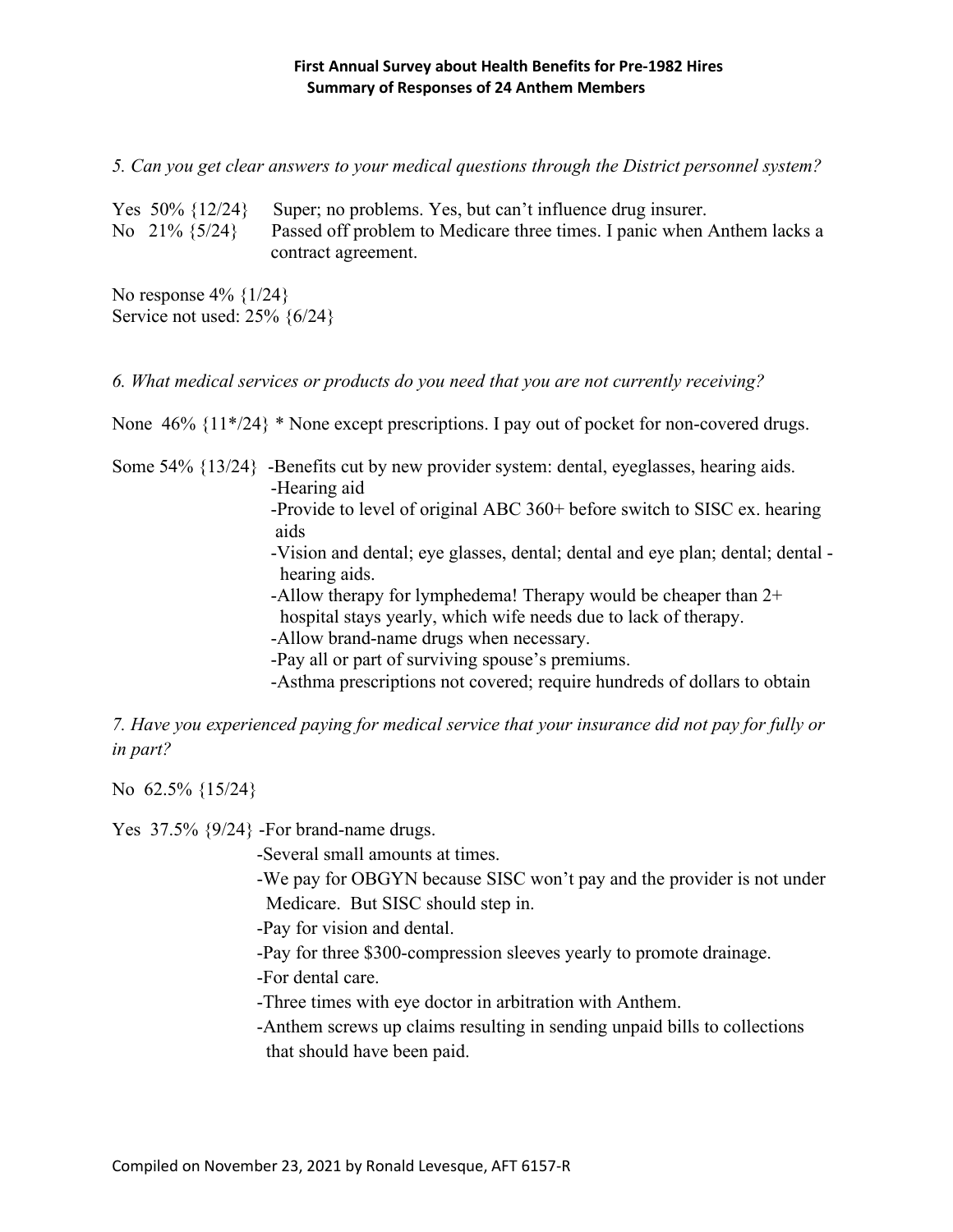**First Annual Survey about Health Benefits for Pre-1982 Hires**
**Summary of Responses of 24 Anthem Members**

*5. Can you get clear answers to your medical questions through the District personnel system?*

Yes 50% {12/24} Super; no problems. Yes, but can't influence drug insurer.
No 21% {5/24} Passed off problem to Medicare three times. I panic when Anthem lacks a contract agreement.

No response 4% {1/24}
Service not used: 25% {6/24}

*6. What medical services or products do you need that you are not currently receiving?*

None 46% {11*/24} * None except prescriptions. I pay out of pocket for non-covered drugs.

Some 54% {13/24}
- -Benefits cut by new provider system: dental, eyeglasses, hearing aids.
- -Hearing aid
- -Provide to level of original ABC 360+ before switch to SISC ex. hearing aids
- -Vision and dental; eye glasses, dental; dental and eye plan; dental; dental - hearing aids.
- -Allow therapy for lymphedema! Therapy would be cheaper than 2+ hospital stays yearly, which wife needs due to lack of therapy.
- -Allow brand-name drugs when necessary.
- -Pay all or part of surviving spouse's premiums.
- -Asthma prescriptions not covered; require hundreds of dollars to obtain

*7. Have you experienced paying for medical service that your insurance did not pay for fully or in part?*

No 62.5% {15/24}

Yes 37.5% {9/24}
- -For brand-name drugs.
- -Several small amounts at times.
- -We pay for OBGYN because SISC won't pay and the provider is not under Medicare. But SISC should step in.
- -Pay for vision and dental.
- -Pay for three $300-compression sleeves yearly to promote drainage.
- -For dental care.
- -Three times with eye doctor in arbitration with Anthem.
- -Anthem screws up claims resulting in sending unpaid bills to collections that should have been paid.

Compiled on November 23, 2021 by Ronald Levesque, AFT 6157-R